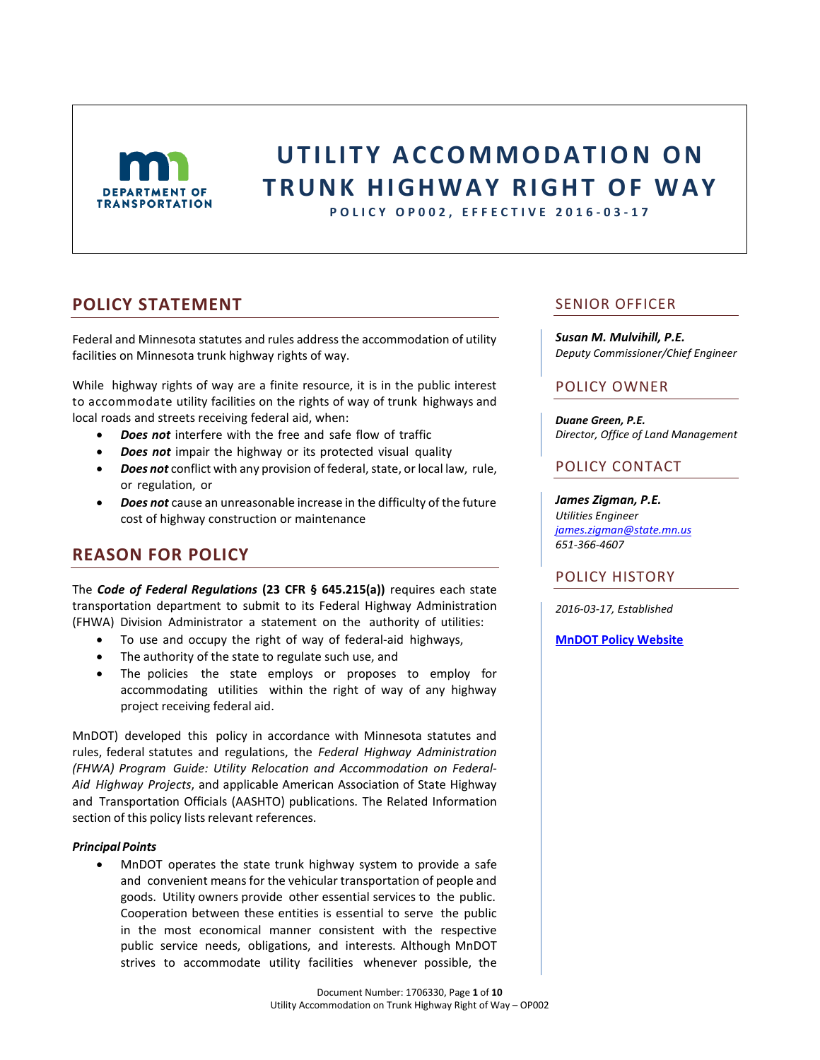# UTILITY ACCOMMODATION ON TRUNK HIGHWAY RIGHT OF WAY

**POLICY OP002, EFFECTIVE 2016-03-17**

## POLICY STATEMENT

Federal and Minnesota statutes and rules address the accommodation of utility facilities on Minnesota trunk highway rights of way.

While highway rights of way are a finite resource, it is in the public interest to accommodate utility facilities on the rights of way of trunk highways and local roads and streets receiving federal aid, when:

- ***Does not*** interfere with the free and safe flow of traffic
- ***Does not*** impair the highway or its protected visual quality
- ***Does not*** conflict with any provision of federal, state, or local law, rule, or regulation, or
- ***Does not*** cause an unreasonable increase in the difficulty of the future cost of highway construction or maintenance

## REASON FOR POLICY

The ***Code of Federal Regulations*** **(23 CFR § 645.215(a))** requires each state transportation department to submit to its Federal Highway Administration (FHWA) Division Administrator a statement on the authority of utilities:

- To use and occupy the right of way of federal-aid highways,
- The authority of the state to regulate such use, and
- The policies the state employs or proposes to employ for accommodating utilities within the right of way of any highway project receiving federal aid.

MnDOT) developed this policy in accordance with Minnesota statutes and rules, federal statutes and regulations, the *Federal Highway Administration (FHWA) Program Guide: Utility Relocation and Accommodation on Federal-Aid Highway Projects*, and applicable American Association of State Highway and Transportation Officials (AASHTO) publications. The Related Information section of this policy lists relevant references.

***Principal Points***

- MnDOT operates the state trunk highway system to provide a safe and convenient means for the vehicular transportation of people and goods. Utility owners provide other essential services to the public. Cooperation between these entities is essential to serve the public in the most economical manner consistent with the respective public service needs, obligations, and interests. Although MnDOT strives to accommodate utility facilities whenever possible, the

## SENIOR OFFICER

***Susan M. Mulvihill, P.E.***
*Deputy Commissioner/Chief Engineer*

## POLICY OWNER

***Duane Green, P.E.***
*Director, Office of Land Management*

## POLICY CONTACT

***James Zigman, P.E.***
*Utilities Engineer*
*james.zigman@state.mn.us*
*651-366-4607*

## POLICY HISTORY

*2016-03-17, Established*

**MnDOT Policy Website**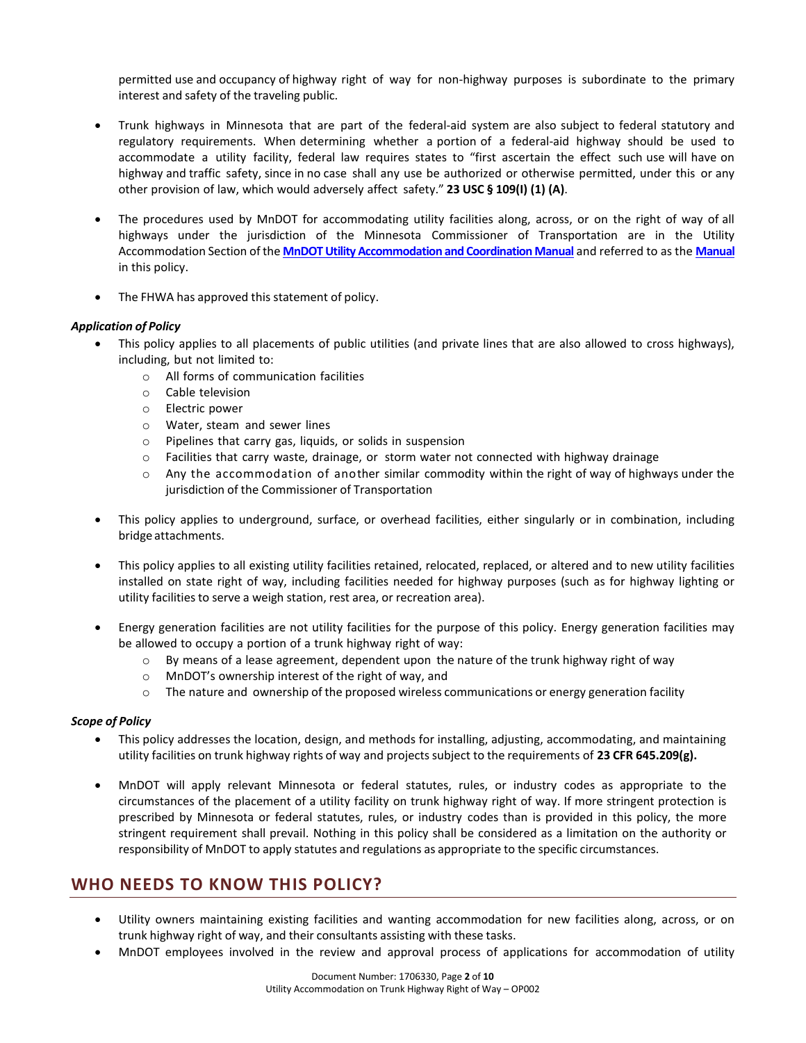permitted use and occupancy of highway right of way for non-highway purposes is subordinate to the primary interest and safety of the traveling public.

- Trunk highways in Minnesota that are part of the federal-aid system are also subject to federal statutory and regulatory requirements. When determining whether a portion of a federal-aid highway should be used to accommodate a utility facility, federal law requires states to "first ascertain the effect such use will have on highway and traffic safety, since in no case shall any use be authorized or otherwise permitted, under this or any other provision of law, which would adversely affect safety." **23 USC § 109(l) (1) (A)**.

- The procedures used by MnDOT for accommodating utility facilities along, across, or on the right of way of all highways under the jurisdiction of the Minnesota Commissioner of Transportation are in the Utility Accommodation Section of the **MnDOT Utility Accommodation and Coordination Manual** and referred to as the **Manual** in this policy.

- The FHWA has approved this statement of policy.

***Application of Policy***

- This policy applies to all placements of public utilities (and private lines that are also allowed to cross highways), including, but not limited to:
  - All forms of communication facilities
  - Cable television
  - Electric power
  - Water, steam and sewer lines
  - Pipelines that carry gas, liquids, or solids in suspension
  - Facilities that carry waste, drainage, or storm water not connected with highway drainage
  - Any the accommodation of another similar commodity within the right of way of highways under the jurisdiction of the Commissioner of Transportation

- This policy applies to underground, surface, or overhead facilities, either singularly or in combination, including bridge attachments.

- This policy applies to all existing utility facilities retained, relocated, replaced, or altered and to new utility facilities installed on state right of way, including facilities needed for highway purposes (such as for highway lighting or utility facilities to serve a weigh station, rest area, or recreation area).

- Energy generation facilities are not utility facilities for the purpose of this policy. Energy generation facilities may be allowed to occupy a portion of a trunk highway right of way:
  - By means of a lease agreement, dependent upon the nature of the trunk highway right of way
  - MnDOT's ownership interest of the right of way, and
  - The nature and ownership of the proposed wireless communications or energy generation facility

***Scope of Policy***

- This policy addresses the location, design, and methods for installing, adjusting, accommodating, and maintaining utility facilities on trunk highway rights of way and projects subject to the requirements of **23 CFR 645.209(g).**

- MnDOT will apply relevant Minnesota or federal statutes, rules, or industry codes as appropriate to the circumstances of the placement of a utility facility on trunk highway right of way. If more stringent protection is prescribed by Minnesota or federal statutes, rules, or industry codes than is provided in this policy, the more stringent requirement shall prevail. Nothing in this policy shall be considered as a limitation on the authority or responsibility of MnDOT to apply statutes and regulations as appropriate to the specific circumstances.

## WHO NEEDS TO KNOW THIS POLICY?

- Utility owners maintaining existing facilities and wanting accommodation for new facilities along, across, or on trunk highway right of way, and their consultants assisting with these tasks.
- MnDOT employees involved in the review and approval process of applications for accommodation of utility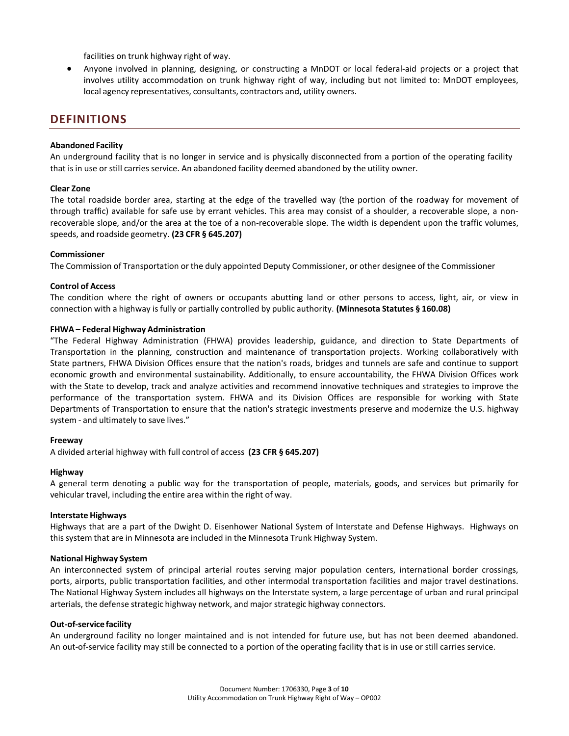facilities on trunk highway right of way.

- Anyone involved in planning, designing, or constructing a MnDOT or local federal-aid projects or a project that involves utility accommodation on trunk highway right of way, including but not limited to: MnDOT employees, local agency representatives, consultants, contractors and, utility owners.

## DEFINITIONS

**Abandoned Facility**

An underground facility that is no longer in service and is physically disconnected from a portion of the operating facility that is in use or still carries service. An abandoned facility deemed abandoned by the utility owner.

**Clear Zone**

The total roadside border area, starting at the edge of the travelled way (the portion of the roadway for movement of through traffic) available for safe use by errant vehicles. This area may consist of a shoulder, a recoverable slope, a non-recoverable slope, and/or the area at the toe of a non-recoverable slope. The width is dependent upon the traffic volumes, speeds, and roadside geometry. **(23 CFR § 645.207)**

**Commissioner**

The Commission of Transportation or the duly appointed Deputy Commissioner, or other designee of the Commissioner

**Control of Access**

The condition where the right of owners or occupants abutting land or other persons to access, light, air, or view in connection with a highway is fully or partially controlled by public authority. **(Minnesota Statutes § 160.08)**

**FHWA – Federal Highway Administration**

"The Federal Highway Administration (FHWA) provides leadership, guidance, and direction to State Departments of Transportation in the planning, construction and maintenance of transportation projects. Working collaboratively with State partners, FHWA Division Offices ensure that the nation's roads, bridges and tunnels are safe and continue to support economic growth and environmental sustainability. Additionally, to ensure accountability, the FHWA Division Offices work with the State to develop, track and analyze activities and recommend innovative techniques and strategies to improve the performance of the transportation system. FHWA and its Division Offices are responsible for working with State Departments of Transportation to ensure that the nation's strategic investments preserve and modernize the U.S. highway system - and ultimately to save lives."

**Freeway**

A divided arterial highway with full control of access **(23 CFR § 645.207)**

**Highway**

A general term denoting a public way for the transportation of people, materials, goods, and services but primarily for vehicular travel, including the entire area within the right of way.

**Interstate Highways**

Highways that are a part of the Dwight D. Eisenhower National System of Interstate and Defense Highways. Highways on this system that are in Minnesota are included in the Minnesota Trunk Highway System.

**National Highway System**

An interconnected system of principal arterial routes serving major population centers, international border crossings, ports, airports, public transportation facilities, and other intermodal transportation facilities and major travel destinations. The National Highway System includes all highways on the Interstate system, a large percentage of urban and rural principal arterials, the defense strategic highway network, and major strategic highway connectors.

**Out-of-service facility**

An underground facility no longer maintained and is not intended for future use, but has not been deemed abandoned. An out-of-service facility may still be connected to a portion of the operating facility that is in use or still carries service.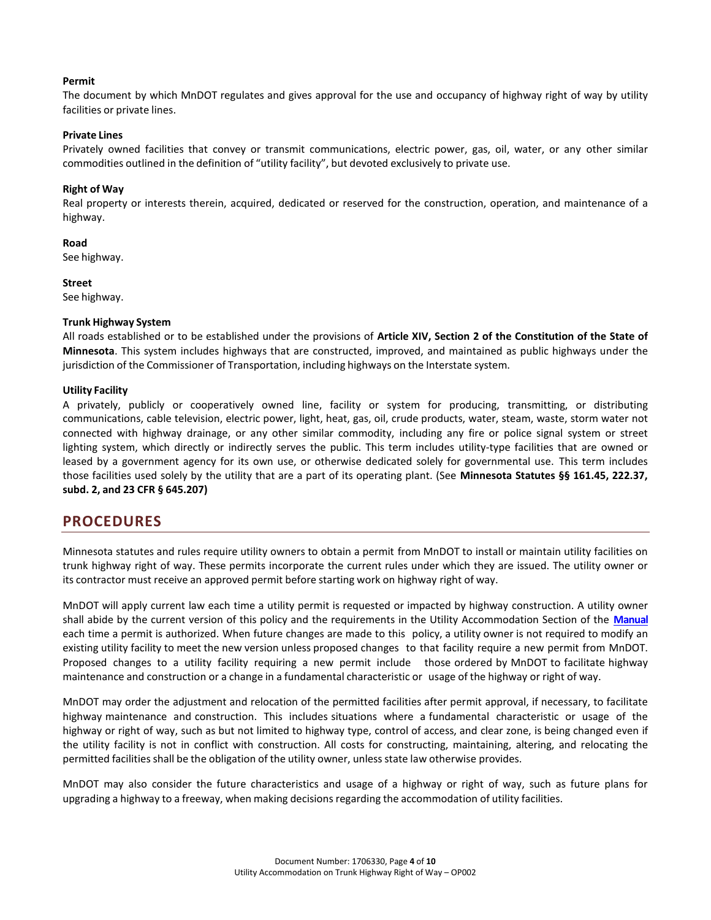**Permit**

The document by which MnDOT regulates and gives approval for the use and occupancy of highway right of way by utility facilities or private lines.

**Private Lines**

Privately owned facilities that convey or transmit communications, electric power, gas, oil, water, or any other similar commodities outlined in the definition of "utility facility", but devoted exclusively to private use.

**Right of Way**

Real property or interests therein, acquired, dedicated or reserved for the construction, operation, and maintenance of a highway.

**Road**

See highway.

**Street**

See highway.

**Trunk Highway System**

All roads established or to be established under the provisions of **Article XIV, Section 2 of the Constitution of the State of Minnesota**. This system includes highways that are constructed, improved, and maintained as public highways under the jurisdiction of the Commissioner of Transportation, including highways on the Interstate system.

**Utility Facility**

A privately, publicly or cooperatively owned line, facility or system for producing, transmitting, or distributing communications, cable television, electric power, light, heat, gas, oil, crude products, water, steam, waste, storm water not connected with highway drainage, or any other similar commodity, including any fire or police signal system or street lighting system, which directly or indirectly serves the public. This term includes utility-type facilities that are owned or leased by a government agency for its own use, or otherwise dedicated solely for governmental use. This term includes those facilities used solely by the utility that are a part of its operating plant. (See **Minnesota Statutes §§ 161.45, 222.37, subd. 2, and 23 CFR § 645.207)**

## PROCEDURES

Minnesota statutes and rules require utility owners to obtain a permit from MnDOT to install or maintain utility facilities on trunk highway right of way. These permits incorporate the current rules under which they are issued. The utility owner or its contractor must receive an approved permit before starting work on highway right of way.

MnDOT will apply current law each time a utility permit is requested or impacted by highway construction. A utility owner shall abide by the current version of this policy and the requirements in the Utility Accommodation Section of the **Manual** each time a permit is authorized. When future changes are made to this policy, a utility owner is not required to modify an existing utility facility to meet the new version unless proposed changes to that facility require a new permit from MnDOT. Proposed changes to a utility facility requiring a new permit include those ordered by MnDOT to facilitate highway maintenance and construction or a change in a fundamental characteristic or usage of the highway or right of way.

MnDOT may order the adjustment and relocation of the permitted facilities after permit approval, if necessary, to facilitate highway maintenance and construction. This includes situations where a fundamental characteristic or usage of the highway or right of way, such as but not limited to highway type, control of access, and clear zone, is being changed even if the utility facility is not in conflict with construction. All costs for constructing, maintaining, altering, and relocating the permitted facilities shall be the obligation of the utility owner, unless state law otherwise provides.

MnDOT may also consider the future characteristics and usage of a highway or right of way, such as future plans for upgrading a highway to a freeway, when making decisions regarding the accommodation of utility facilities.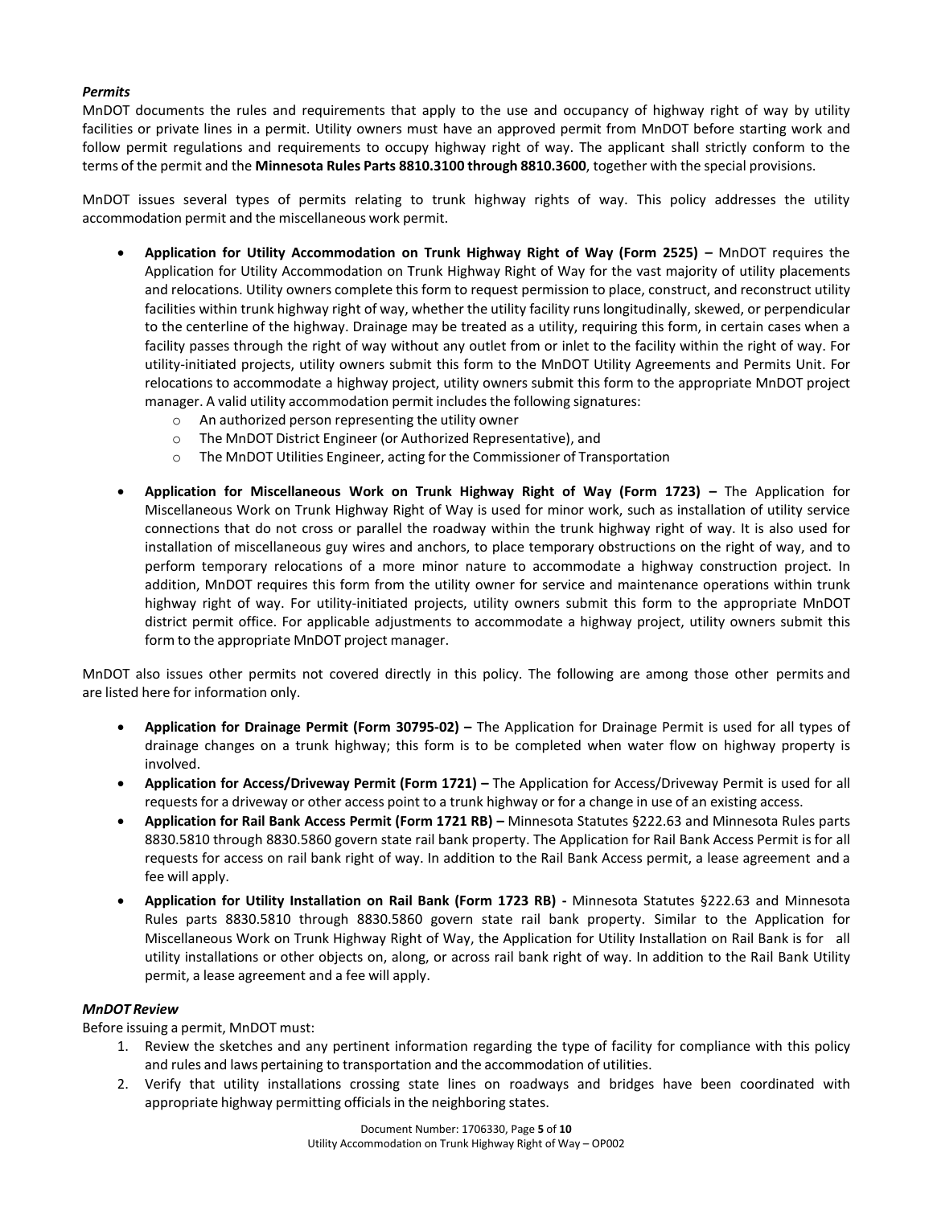### *Permits*

MnDOT documents the rules and requirements that apply to the use and occupancy of highway right of way by utility facilities or private lines in a permit. Utility owners must have an approved permit from MnDOT before starting work and follow permit regulations and requirements to occupy highway right of way. The applicant shall strictly conform to the terms of the permit and the **Minnesota Rules Parts 8810.3100 through 8810.3600**, together with the special provisions.

MnDOT issues several types of permits relating to trunk highway rights of way. This policy addresses the utility accommodation permit and the miscellaneous work permit.

- **Application for Utility Accommodation on Trunk Highway Right of Way (Form 2525) –** MnDOT requires the Application for Utility Accommodation on Trunk Highway Right of Way for the vast majority of utility placements and relocations. Utility owners complete this form to request permission to place, construct, and reconstruct utility facilities within trunk highway right of way, whether the utility facility runs longitudinally, skewed, or perpendicular to the centerline of the highway. Drainage may be treated as a utility, requiring this form, in certain cases when a facility passes through the right of way without any outlet from or inlet to the facility within the right of way. For utility-initiated projects, utility owners submit this form to the MnDOT Utility Agreements and Permits Unit. For relocations to accommodate a highway project, utility owners submit this form to the appropriate MnDOT project manager. A valid utility accommodation permit includes the following signatures:
  - An authorized person representing the utility owner
  - The MnDOT District Engineer (or Authorized Representative), and
  - The MnDOT Utilities Engineer, acting for the Commissioner of Transportation
- **Application for Miscellaneous Work on Trunk Highway Right of Way (Form 1723) –** The Application for Miscellaneous Work on Trunk Highway Right of Way is used for minor work, such as installation of utility service connections that do not cross or parallel the roadway within the trunk highway right of way. It is also used for installation of miscellaneous guy wires and anchors, to place temporary obstructions on the right of way, and to perform temporary relocations of a more minor nature to accommodate a highway construction project. In addition, MnDOT requires this form from the utility owner for service and maintenance operations within trunk highway right of way. For utility-initiated projects, utility owners submit this form to the appropriate MnDOT district permit office. For applicable adjustments to accommodate a highway project, utility owners submit this form to the appropriate MnDOT project manager.

MnDOT also issues other permits not covered directly in this policy. The following are among those other permits and are listed here for information only.

- **Application for Drainage Permit (Form 30795-02) –** The Application for Drainage Permit is used for all types of drainage changes on a trunk highway; this form is to be completed when water flow on highway property is involved.
- **Application for Access/Driveway Permit (Form 1721) –** The Application for Access/Driveway Permit is used for all requests for a driveway or other access point to a trunk highway or for a change in use of an existing access.
- **Application for Rail Bank Access Permit (Form 1721 RB) –** Minnesota Statutes §222.63 and Minnesota Rules parts 8830.5810 through 8830.5860 govern state rail bank property. The Application for Rail Bank Access Permit is for all requests for access on rail bank right of way. In addition to the Rail Bank Access permit, a lease agreement and a fee will apply.
- **Application for Utility Installation on Rail Bank (Form 1723 RB) -** Minnesota Statutes §222.63 and Minnesota Rules parts 8830.5810 through 8830.5860 govern state rail bank property. Similar to the Application for Miscellaneous Work on Trunk Highway Right of Way, the Application for Utility Installation on Rail Bank is for all utility installations or other objects on, along, or across rail bank right of way. In addition to the Rail Bank Utility permit, a lease agreement and a fee will apply.

### *MnDOT Review*

Before issuing a permit, MnDOT must:

1. Review the sketches and any pertinent information regarding the type of facility for compliance with this policy and rules and laws pertaining to transportation and the accommodation of utilities.
2. Verify that utility installations crossing state lines on roadways and bridges have been coordinated with appropriate highway permitting officials in the neighboring states.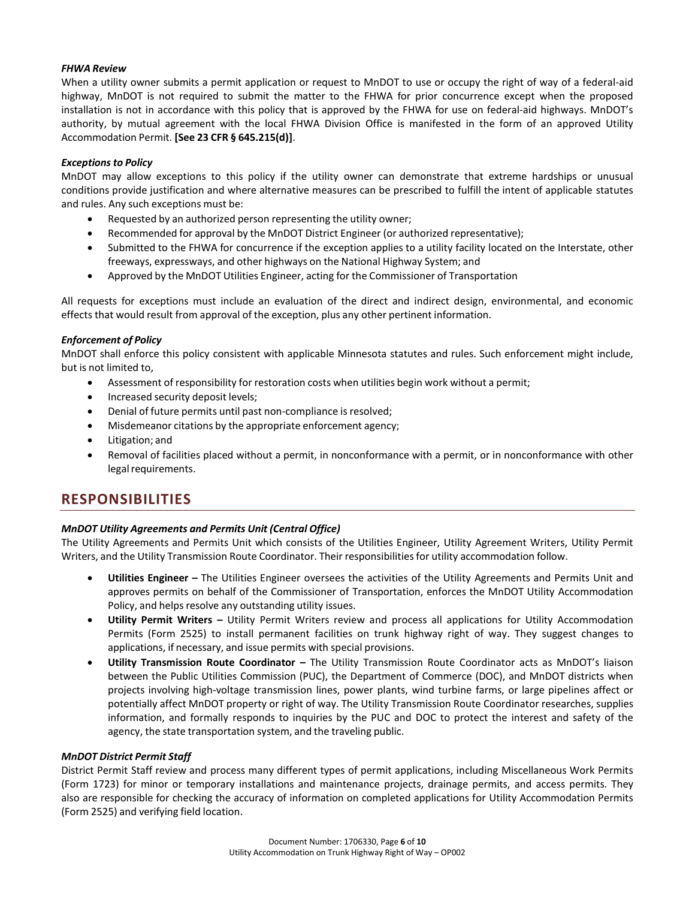### *FHWA Review*

When a utility owner submits a permit application or request to MnDOT to use or occupy the right of way of a federal-aid highway, MnDOT is not required to submit the matter to the FHWA for prior concurrence except when the proposed installation is not in accordance with this policy that is approved by the FHWA for use on federal-aid highways. MnDOT's authority, by mutual agreement with the local FHWA Division Office is manifested in the form of an approved Utility Accommodation Permit. **[See 23 CFR § 645.215(d)]**.

### *Exceptions to Policy*

MnDOT may allow exceptions to this policy if the utility owner can demonstrate that extreme hardships or unusual conditions provide justification and where alternative measures can be prescribed to fulfill the intent of applicable statutes and rules. Any such exceptions must be:

- Requested by an authorized person representing the utility owner;
- Recommended for approval by the MnDOT District Engineer (or authorized representative);
- Submitted to the FHWA for concurrence if the exception applies to a utility facility located on the Interstate, other freeways, expressways, and other highways on the National Highway System; and
- Approved by the MnDOT Utilities Engineer, acting for the Commissioner of Transportation

All requests for exceptions must include an evaluation of the direct and indirect design, environmental, and economic effects that would result from approval of the exception, plus any other pertinent information.

### *Enforcement of Policy*

MnDOT shall enforce this policy consistent with applicable Minnesota statutes and rules. Such enforcement might include, but is not limited to,

- Assessment of responsibility for restoration costs when utilities begin work without a permit;
- Increased security deposit levels;
- Denial of future permits until past non-compliance is resolved;
- Misdemeanor citations by the appropriate enforcement agency;
- Litigation; and
- Removal of facilities placed without a permit, in nonconformance with a permit, or in nonconformance with other legal requirements.

## RESPONSIBILITIES

### *MnDOT Utility Agreements and Permits Unit (Central Office)*

The Utility Agreements and Permits Unit which consists of the Utilities Engineer, Utility Agreement Writers, Utility Permit Writers, and the Utility Transmission Route Coordinator. Their responsibilities for utility accommodation follow.

- **Utilities Engineer –** The Utilities Engineer oversees the activities of the Utility Agreements and Permits Unit and approves permits on behalf of the Commissioner of Transportation, enforces the MnDOT Utility Accommodation Policy, and helps resolve any outstanding utility issues.
- **Utility Permit Writers –** Utility Permit Writers review and process all applications for Utility Accommodation Permits (Form 2525) to install permanent facilities on trunk highway right of way. They suggest changes to applications, if necessary, and issue permits with special provisions.
- **Utility Transmission Route Coordinator –** The Utility Transmission Route Coordinator acts as MnDOT's liaison between the Public Utilities Commission (PUC), the Department of Commerce (DOC), and MnDOT districts when projects involving high-voltage transmission lines, power plants, wind turbine farms, or large pipelines affect or potentially affect MnDOT property or right of way. The Utility Transmission Route Coordinator researches, supplies information, and formally responds to inquiries by the PUC and DOC to protect the interest and safety of the agency, the state transportation system, and the traveling public.

### *MnDOT District Permit Staff*

District Permit Staff review and process many different types of permit applications, including Miscellaneous Work Permits (Form 1723) for minor or temporary installations and maintenance projects, drainage permits, and access permits. They also are responsible for checking the accuracy of information on completed applications for Utility Accommodation Permits (Form 2525) and verifying field location.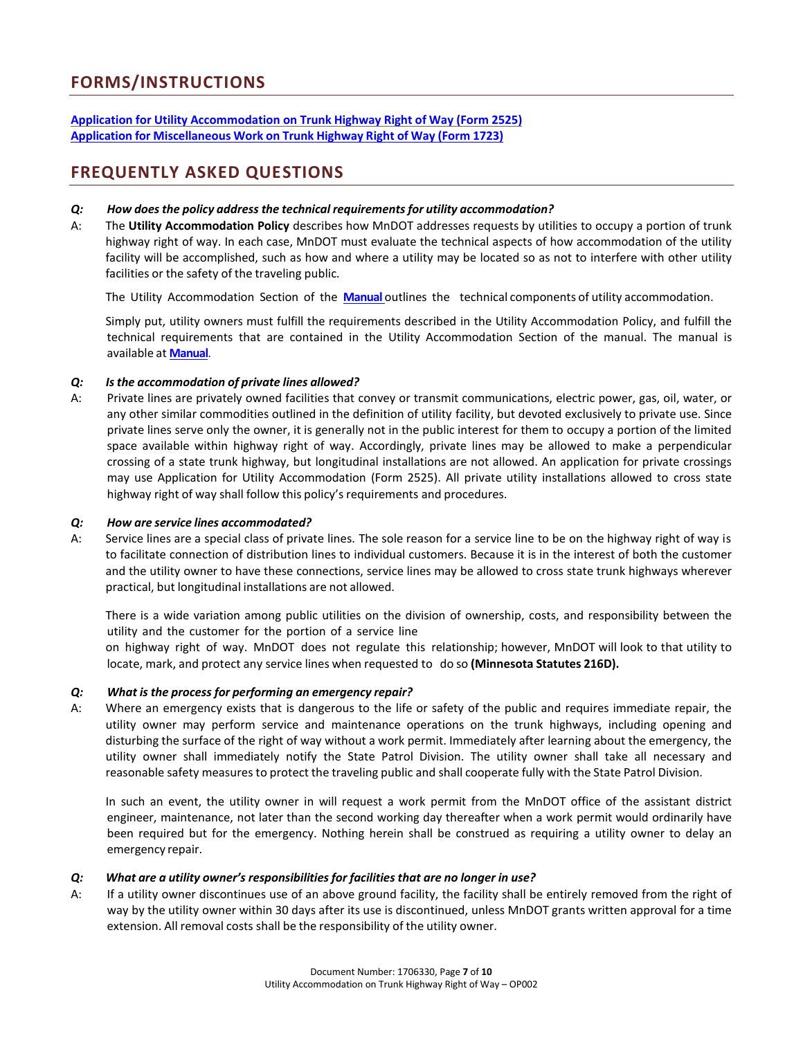## FORMS/INSTRUCTIONS

**Application for Utility Accommodation on Trunk Highway Right of Way (Form 2525)**
**Application for Miscellaneous Work on Trunk Highway Right of Way (Form 1723)**

## FREQUENTLY ASKED QUESTIONS

***Q: How does the policy address the technical requirements for utility accommodation?***

A: The **Utility Accommodation Policy** describes how MnDOT addresses requests by utilities to occupy a portion of trunk highway right of way. In each case, MnDOT must evaluate the technical aspects of how accommodation of the utility facility will be accomplished, such as how and where a utility may be located so as not to interfere with other utility facilities or the safety of the traveling public.

The Utility Accommodation Section of the **Manual** outlines the technical components of utility accommodation.

Simply put, utility owners must fulfill the requirements described in the Utility Accommodation Policy, and fulfill the technical requirements that are contained in the Utility Accommodation Section of the manual. The manual is available at **Manual**.

***Q: Is the accommodation of private lines allowed?***

A: Private lines are privately owned facilities that convey or transmit communications, electric power, gas, oil, water, or any other similar commodities outlined in the definition of utility facility, but devoted exclusively to private use. Since private lines serve only the owner, it is generally not in the public interest for them to occupy a portion of the limited space available within highway right of way. Accordingly, private lines may be allowed to make a perpendicular crossing of a state trunk highway, but longitudinal installations are not allowed. An application for private crossings may use Application for Utility Accommodation (Form 2525). All private utility installations allowed to cross state highway right of way shall follow this policy's requirements and procedures.

***Q: How are service lines accommodated?***

A: Service lines are a special class of private lines. The sole reason for a service line to be on the highway right of way is to facilitate connection of distribution lines to individual customers. Because it is in the interest of both the customer and the utility owner to have these connections, service lines may be allowed to cross state trunk highways wherever practical, but longitudinal installations are not allowed.

There is a wide variation among public utilities on the division of ownership, costs, and responsibility between the utility and the customer for the portion of a service line on highway right of way. MnDOT does not regulate this relationship; however, MnDOT will look to that utility to locate, mark, and protect any service lines when requested to do so **(Minnesota Statutes 216D).**

***Q: What is the process for performing an emergency repair?***

A: Where an emergency exists that is dangerous to the life or safety of the public and requires immediate repair, the utility owner may perform service and maintenance operations on the trunk highways, including opening and disturbing the surface of the right of way without a work permit. Immediately after learning about the emergency, the utility owner shall immediately notify the State Patrol Division. The utility owner shall take all necessary and reasonable safety measures to protect the traveling public and shall cooperate fully with the State Patrol Division.

In such an event, the utility owner in will request a work permit from the MnDOT office of the assistant district engineer, maintenance, not later than the second working day thereafter when a work permit would ordinarily have been required but for the emergency. Nothing herein shall be construed as requiring a utility owner to delay an emergency repair.

***Q: What are a utility owner's responsibilities for facilities that are no longer in use?***

A: If a utility owner discontinues use of an above ground facility, the facility shall be entirely removed from the right of way by the utility owner within 30 days after its use is discontinued, unless MnDOT grants written approval for a time extension. All removal costs shall be the responsibility of the utility owner.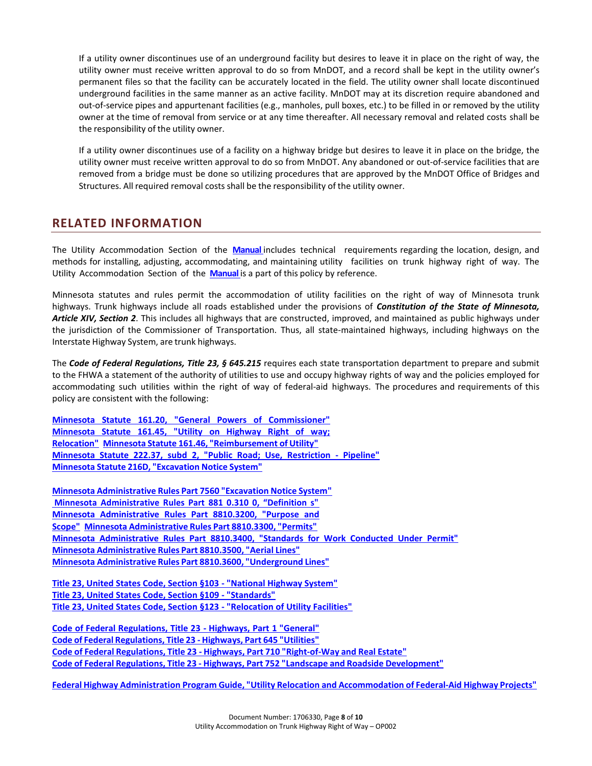If a utility owner discontinues use of an underground facility but desires to leave it in place on the right of way, the utility owner must receive written approval to do so from MnDOT, and a record shall be kept in the utility owner's permanent files so that the facility can be accurately located in the field. The utility owner shall locate discontinued underground facilities in the same manner as an active facility. MnDOT may at its discretion require abandoned and out-of-service pipes and appurtenant facilities (e.g., manholes, pull boxes, etc.) to be filled in or removed by the utility owner at the time of removal from service or at any time thereafter. All necessary removal and related costs shall be the responsibility of the utility owner.

If a utility owner discontinues use of a facility on a highway bridge but desires to leave it in place on the bridge, the utility owner must receive written approval to do so from MnDOT. Any abandoned or out-of-service facilities that are removed from a bridge must be done so utilizing procedures that are approved by the MnDOT Office of Bridges and Structures. All required removal costs shall be the responsibility of the utility owner.

## RELATED INFORMATION

The Utility Accommodation Section of the **Manual** includes technical requirements regarding the location, design, and methods for installing, adjusting, accommodating, and maintaining utility facilities on trunk highway right of way. The Utility Accommodation Section of the **Manual** is a part of this policy by reference.

Minnesota statutes and rules permit the accommodation of utility facilities on the right of way of Minnesota trunk highways. Trunk highways include all roads established under the provisions of ***Constitution of the State of Minnesota, Article XIV, Section 2***. This includes all highways that are constructed, improved, and maintained as public highways under the jurisdiction of the Commissioner of Transportation. Thus, all state-maintained highways, including highways on the Interstate Highway System, are trunk highways.

The ***Code of Federal Regulations, Title 23, § 645.215*** requires each state transportation department to prepare and submit to the FHWA a statement of the authority of utilities to use and occupy highway rights of way and the policies employed for accommodating such utilities within the right of way of federal-aid highways. The procedures and requirements of this policy are consistent with the following:

**Minnesota Statute 161.20, "General Powers of Commissioner"**
**Minnesota Statute 161.45, "Utility on Highway Right of way; Relocation"** **Minnesota Statute 161.46, "Reimbursement of Utility"**
**Minnesota Statute 222.37, subd 2, "Public Road; Use, Restriction - Pipeline"**
**Minnesota Statute 216D, "Excavation Notice System"**

**Minnesota Administrative Rules Part 7560 "Excavation Notice System"**
**Minnesota Administrative Rules Part 881 0.310 0, "Definition s"**
**Minnesota Administrative Rules Part 8810.3200, "Purpose and Scope"** **Minnesota Administrative Rules Part 8810.3300, "Permits"**
**Minnesota Administrative Rules Part 8810.3400, "Standards for Work Conducted Under Permit"**
**Minnesota Administrative Rules Part 8810.3500, "Aerial Lines"**
**Minnesota Administrative Rules Part 8810.3600, "Underground Lines"**

**Title 23, United States Code, Section §103 - "National Highway System"**
**Title 23, United States Code, Section §109 - "Standards"**
**Title 23, United States Code, Section §123 - "Relocation of Utility Facilities"**

**Code of Federal Regulations, Title 23 - Highways, Part 1 "General"**
**Code of Federal Regulations, Title 23 - Highways, Part 645 "Utilities"**
**Code of Federal Regulations, Title 23 - Highways, Part 710 "Right-of-Way and Real Estate"**
**Code of Federal Regulations, Title 23 - Highways, Part 752 "Landscape and Roadside Development"**

**Federal Highway Administration Program Guide, "Utility Relocation and Accommodation of Federal-Aid Highway Projects"**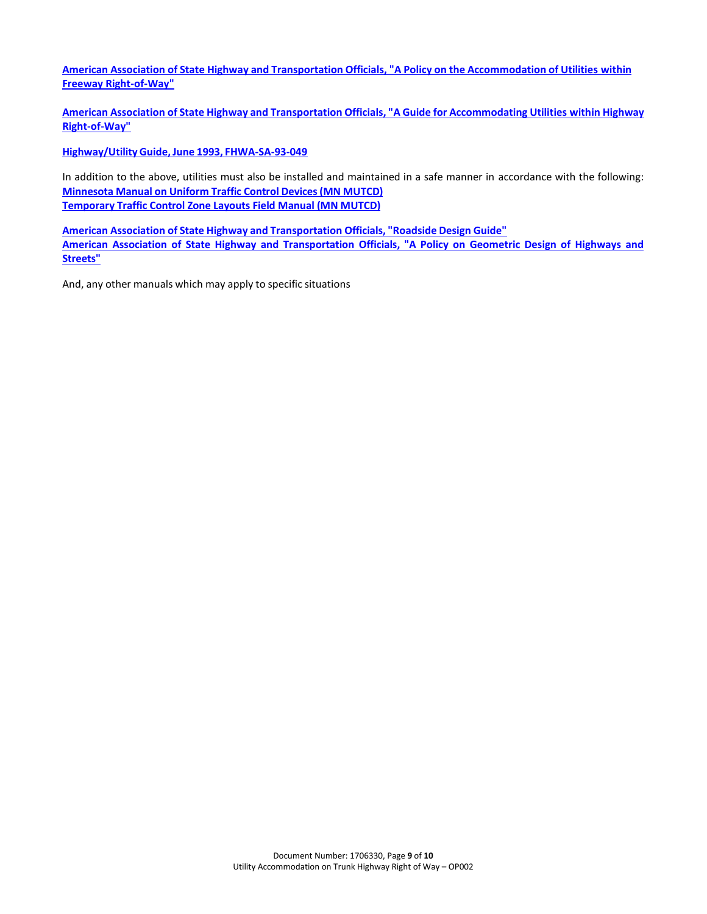**American Association of State Highway and Transportation Officials, "A Policy on the Accommodation of Utilities within Freeway Right-of-Way"**

**American Association of State Highway and Transportation Officials, "A Guide for Accommodating Utilities within Highway Right-of-Way"**

**Highway/Utility Guide, June 1993, FHWA-SA-93-049**

In addition to the above, utilities must also be installed and maintained in a safe manner in accordance with the following:
**Minnesota Manual on Uniform Traffic Control Devices (MN MUTCD)**
**Temporary Traffic Control Zone Layouts Field Manual (MN MUTCD)**

**American Association of State Highway and Transportation Officials, "Roadside Design Guide"**
**American Association of State Highway and Transportation Officials, "A Policy on Geometric Design of Highways and Streets"**

And, any other manuals which may apply to specific situations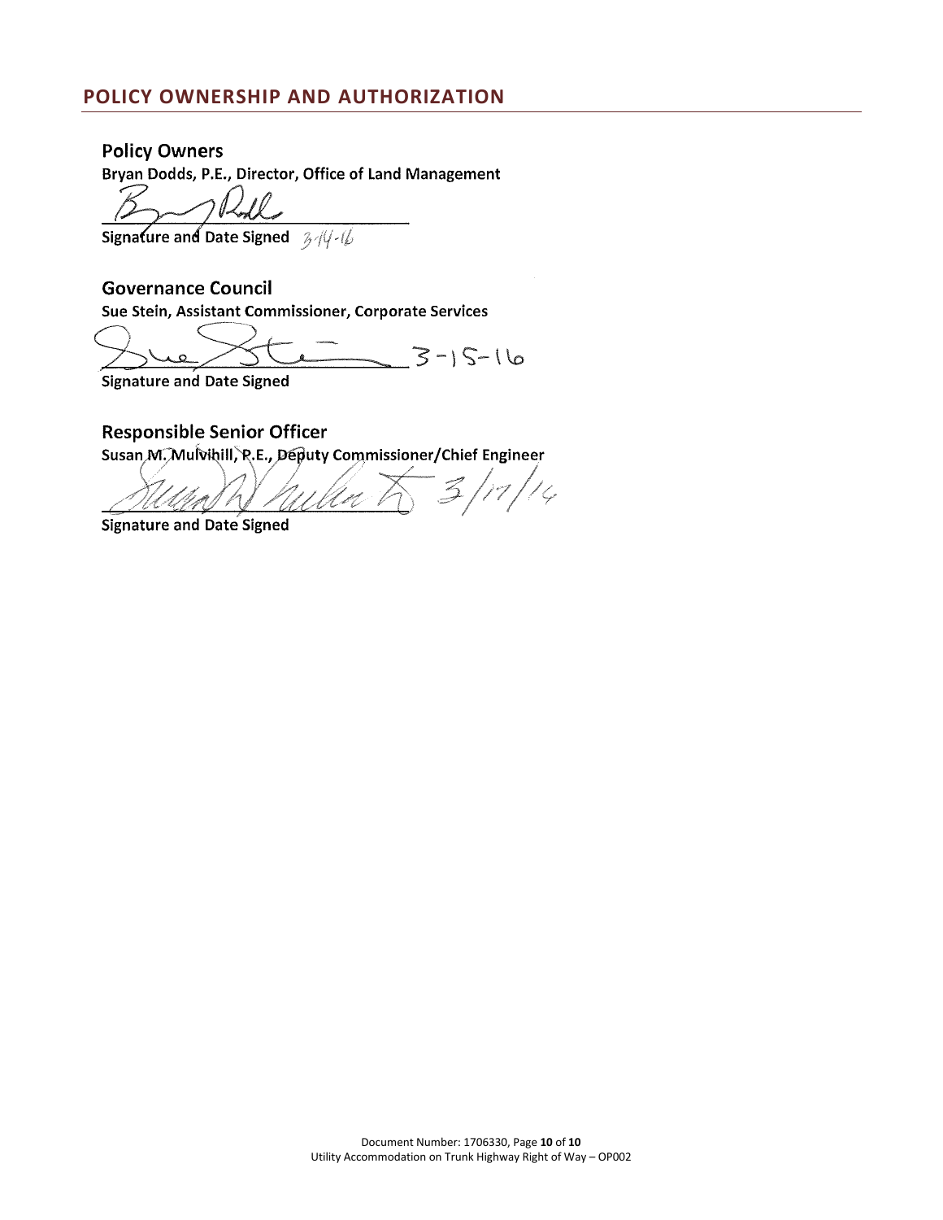## POLICY OWNERSHIP AND AUTHORIZATION

### Policy Owners

**Bryan Dodds, P.E., Director, Office of Land Management**

**Signature and Date Signed** 3-14-16

### Governance Council

**Sue Stein, Assistant Commissioner, Corporate Services**

3-15-16

**Signature and Date Signed**

### Responsible Senior Officer

**Susan M. Mulvihill, P.E., Deputy Commissioner/Chief Engineer**

3/17/16

**Signature and Date Signed**